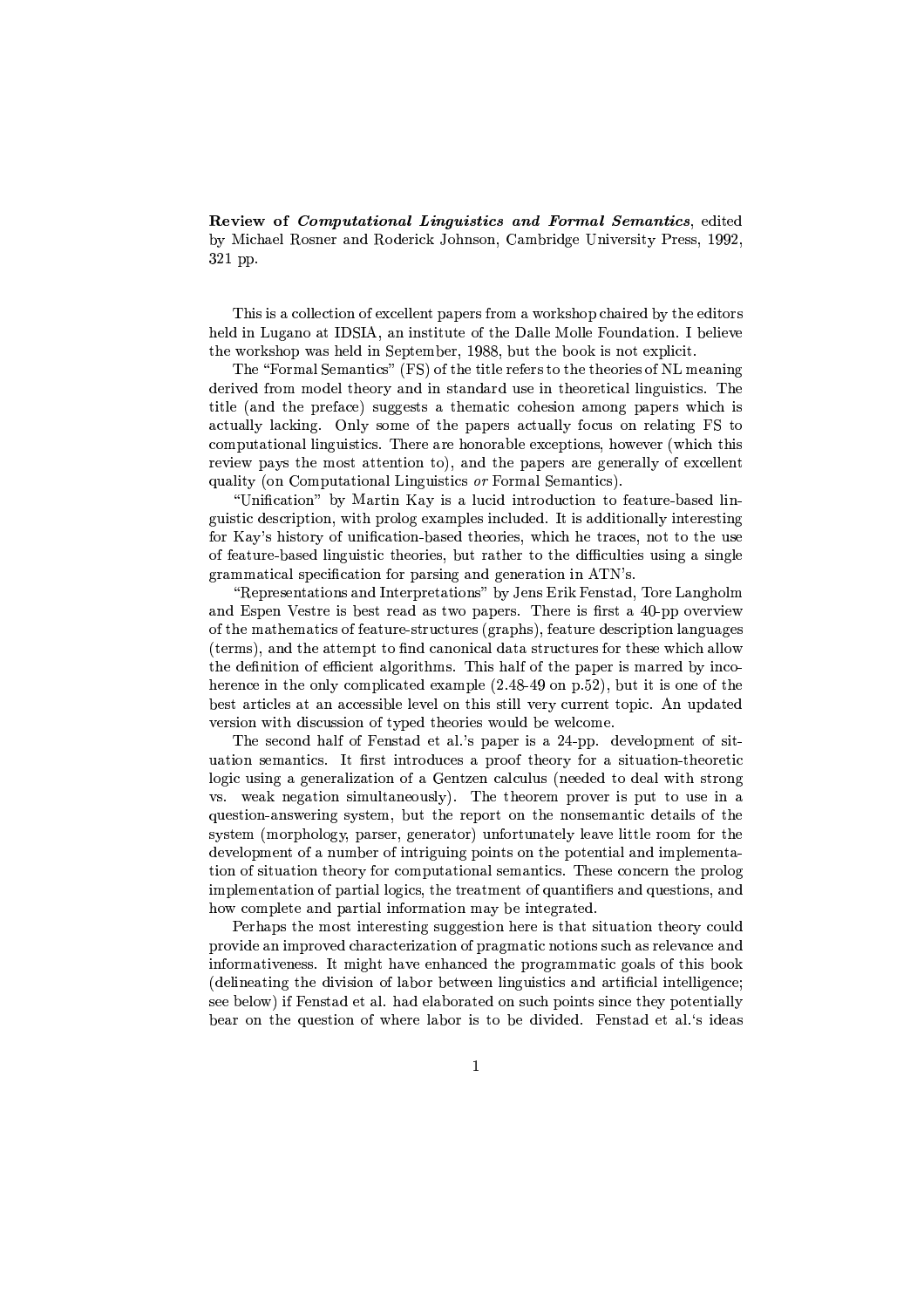**Review of *Computational Linguistics and Formal Semantics***, edited by Michael Rosner and Roderick Johnson, Cambridge University Press, 1992, 321 pp.

This is a collection of excellent papers from a workshop chaired by the editors held in Lugano at IDSIA, an institute of the Dalle Molle Foundation. I believe the workshop was held in September, 1988, but the book is not explicit.

The "Formal Semantics" (FS) of the title refers to the theories of NL meaning derived from model theory and in standard use in theoretical linguistics. The title (and the preface) suggests a thematic cohesion among papers which is actually lacking. Only some of the papers actually focus on relating FS to computational linguistics. There are honorable exceptions, however (which this review pays the most attention to), and the papers are generally of excellent quality (on Computational Linguistics *or* Formal Semantics).

"Unification" by Martin Kay is a lucid introduction to feature-based linguistic description, with prolog examples included. It is additionally interesting for Kay's history of unification-based theories, which he traces, not to the use of feature-based linguistic theories, but rather to the difficulties using a single grammatical specification for parsing and generation in ATN's.

"Representations and Interpretations" by Jens Erik Fenstad, Tore Langholm and Espen Vestre is best read as two papers. There is first a 40-pp overview of the mathematics of feature-structures (graphs), feature description languages (terms), and the attempt to find canonical data structures for these which allow the definition of efficient algorithms. This half of the paper is marred by incoherence in the only complicated example (2.48-49 on p.52), but it is one of the best articles at an accessible level on this still very current topic. An updated version with discussion of typed theories would be welcome.

The second half of Fenstad et al.'s paper is a 24-pp. development of situation semantics. It first introduces a proof theory for a situation-theoretic logic using a generalization of a Gentzen calculus (needed to deal with strong vs. weak negation simultaneously). The theorem prover is put to use in a question-answering system, but the report on the nonsemantic details of the system (morphology, parser, generator) unfortunately leave little room for the development of a number of intriguing points on the potential and implementation of situation theory for computational semantics. These concern the prolog implementation of partial logics, the treatment of quantifiers and questions, and how complete and partial information may be integrated.

Perhaps the most interesting suggestion here is that situation theory could provide an improved characterization of pragmatic notions such as relevance and informativeness. It might have enhanced the programmatic goals of this book (delineating the division of labor between linguistics and artificial intelligence; see below) if Fenstad et al. had elaborated on such points since they potentially bear on the question of where labor is to be divided. Fenstad et al.'s ideas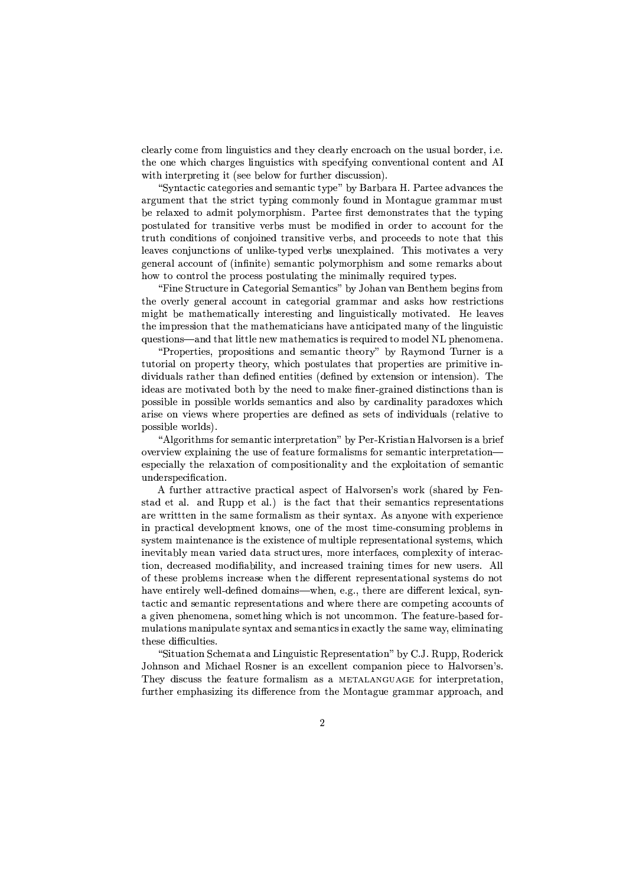clearly come from linguistics and they clearly encroach on the usual border, i.e. the one which charges linguistics with specifying conventional content and AI with interpreting it (see below for further discussion).

"Syntactic categories and semantic type" by Barbara H. Partee advances the argument that the strict typing commonly found in Montague grammar must be relaxed to admit polymorphism. Partee first demonstrates that the typing postulated for transitive verbs must be modified in order to account for the truth conditions of conjoined transitive verbs, and proceeds to note that this leaves conjunctions of unlike-typed verbs unexplained. This motivates a very general account of (infinite) semantic polymorphism and some remarks about how to control the process postulating the minimally required types.

"Fine Structure in Categorial Semantics" by Johan van Benthem begins from the overly general account in categorial grammar and asks how restrictions might be mathematically interesting and linguistically motivated. He leaves the impression that the mathematicians have anticipated many of the linguistic questions—and that little new mathematics is required to model NL phenomena.

"Properties, propositions and semantic theory" by Raymond Turner is a tutorial on property theory, which postulates that properties are primitive individuals rather than defined entities (defined by extension or intension). The ideas are motivated both by the need to make finer-grained distinctions than is possible in possible worlds semantics and also by cardinality paradoxes which arise on views where properties are defined as sets of individuals (relative to possible worlds).

"Algorithms for semantic interpretation" by Per-Kristian Halvorsen is a brief overview explaining the use of feature formalisms for semantic interpretation—especially the relaxation of compositionality and the exploitation of semantic underspecification.

A further attractive practical aspect of Halvorsen's work (shared by Fenstad et al. and Rupp et al.) is the fact that their semantics representations are writtten in the same formalism as their syntax. As anyone with experience in practical development knows, one of the most time-consuming problems in system maintenance is the existence of multiple representational systems, which inevitably mean varied data structures, more interfaces, complexity of interaction, decreased modifiability, and increased training times for new users. All of these problems increase when the different representational systems do not have entirely well-defined domains—when, e.g., there are different lexical, syntactic and semantic representations and where there are competing accounts of a given phenomena, something which is not uncommon. The feature-based formulations manipulate syntax and semantics in exactly the same way, eliminating these difficulties.

"Situation Schemata and Linguistic Representation" by C.J. Rupp, Roderick Johnson and Michael Rosner is an excellent companion piece to Halvorsen's. They discuss the feature formalism as a METALANGUAGE for interpretation, further emphasizing its difference from the Montague grammar approach, and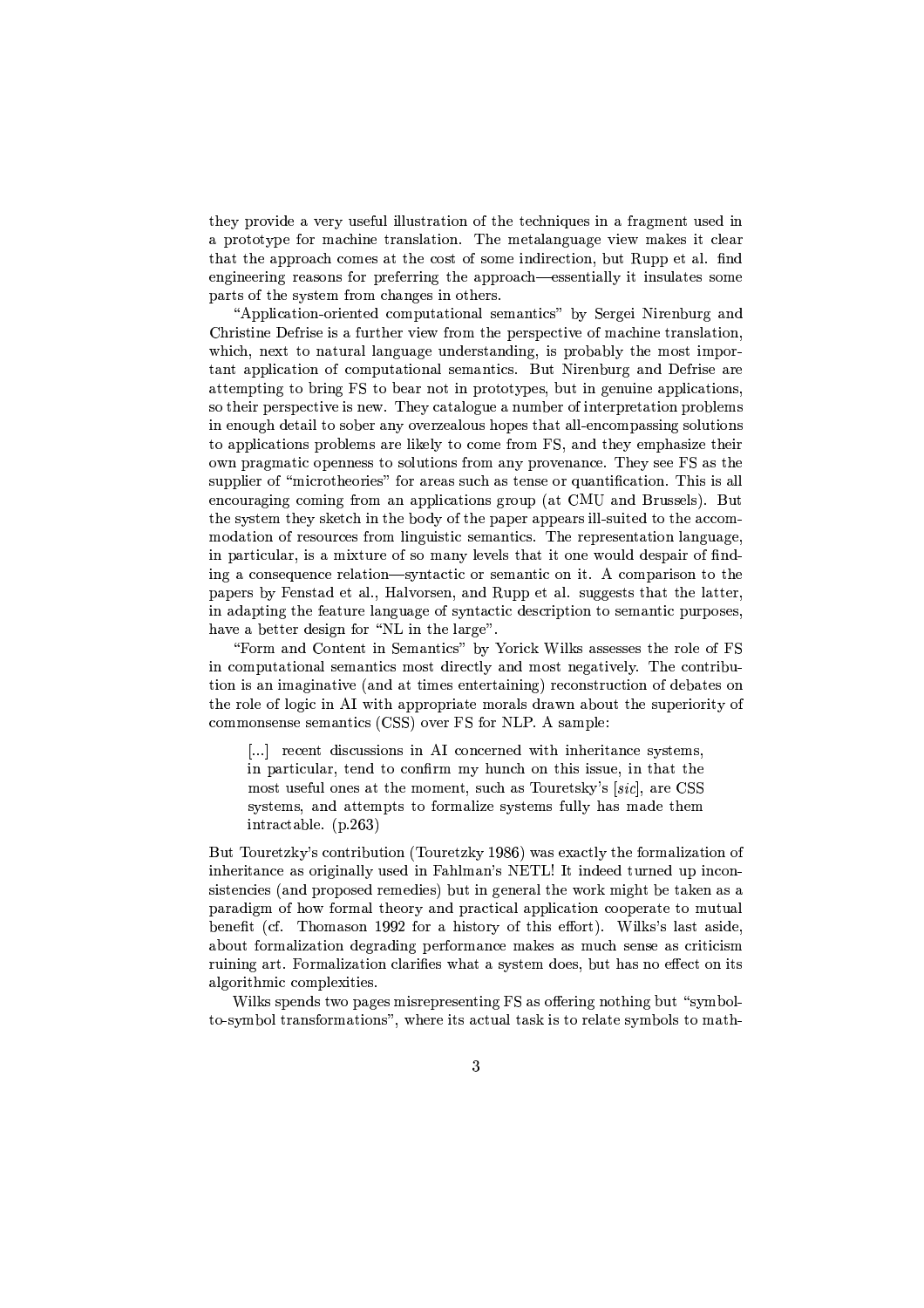they provide a very useful illustration of the techniques in a fragment used in a prototype for machine translation. The metalanguage view makes it clear that the approach comes at the cost of some indirection, but Rupp et al. find engineering reasons for preferring the approach—essentially it insulates some parts of the system from changes in others.

"Application-oriented computational semantics" by Sergei Nirenburg and Christine Defrise is a further view from the perspective of machine translation, which, next to natural language understanding, is probably the most important application of computational semantics. But Nirenburg and Defrise are attempting to bring FS to bear not in prototypes, but in genuine applications, so their perspective is new. They catalogue a number of interpretation problems in enough detail to sober any overzealous hopes that all-encompassing solutions to applications problems are likely to come from FS, and they emphasize their own pragmatic openness to solutions from any provenance. They see FS as the supplier of "microtheories" for areas such as tense or quantification. This is all encouraging coming from an applications group (at CMU and Brussels). But the system they sketch in the body of the paper appears ill-suited to the accommodation of resources from linguistic semantics. The representation language, in particular, is a mixture of so many levels that it one would despair of finding a consequence relation—syntactic or semantic on it. A comparison to the papers by Fenstad et al., Halvorsen, and Rupp et al. suggests that the latter, in adapting the feature language of syntactic description to semantic purposes, have a better design for "NL in the large".

"Form and Content in Semantics" by Yorick Wilks assesses the role of FS in computational semantics most directly and most negatively. The contribution is an imaginative (and at times entertaining) reconstruction of debates on the role of logic in AI with appropriate morals drawn about the superiority of commonsense semantics (CSS) over FS for NLP. A sample:

> [...] recent discussions in AI concerned with inheritance systems, in particular, tend to confirm my hunch on this issue, in that the most useful ones at the moment, such as Touretsky's [*sic*], are CSS systems, and attempts to formalize systems fully has made them intractable. (p.263)

But Touretzky's contribution (Touretzky 1986) was exactly the formalization of inheritance as originally used in Fahlman's NETL! It indeed turned up inconsistencies (and proposed remedies) but in general the work might be taken as a paradigm of how formal theory and practical application cooperate to mutual benefit (cf. Thomason 1992 for a history of this effort). Wilks's last aside, about formalization degrading performance makes as much sense as criticism ruining art. Formalization clarifies what a system does, but has no effect on its algorithmic complexities.

Wilks spends two pages misrepresenting FS as offering nothing but "symbol-to-symbol transformations", where its actual task is to relate symbols to math-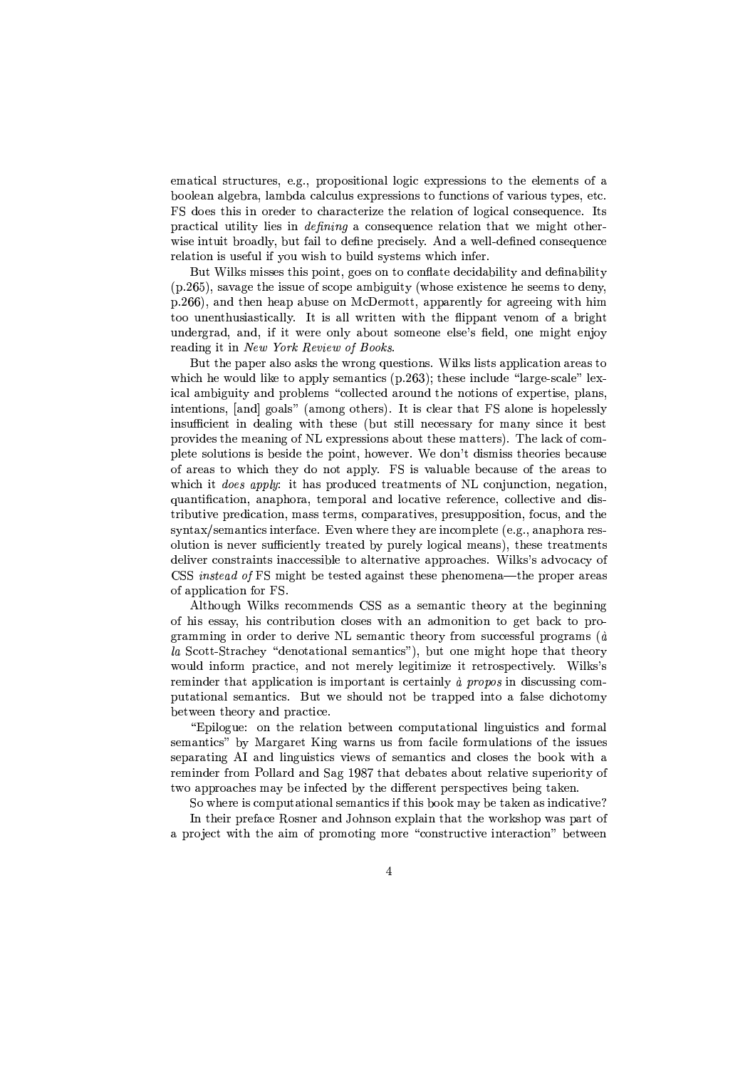ematical structures, e.g., propositional logic expressions to the elements of a boolean algebra, lambda calculus expressions to functions of various types, etc. FS does this in oreder to characterize the relation of logical consequence. Its practical utility lies in *defining* a consequence relation that we might otherwise intuit broadly, but fail to define precisely. And a well-defined consequence relation is useful if you wish to build systems which infer.

But Wilks misses this point, goes on to conflate decidability and definability (p.265), savage the issue of scope ambiguity (whose existence he seems to deny, p.266), and then heap abuse on McDermott, apparently for agreeing with him too unenthusiastically. It is all written with the flippant venom of a bright undergrad, and, if it were only about someone else's field, one might enjoy reading it in *New York Review of Books*.

But the paper also asks the wrong questions. Wilks lists application areas to which he would like to apply semantics (p.263); these include "large-scale" lexical ambiguity and problems "collected around the notions of expertise, plans, intentions, [and] goals" (among others). It is clear that FS alone is hopelessly insufficient in dealing with these (but still necessary for many since it best provides the meaning of NL expressions about these matters). The lack of complete solutions is beside the point, however. We don't dismiss theories because of areas to which they do not apply. FS is valuable because of the areas to which it *does apply*: it has produced treatments of NL conjunction, negation, quantification, anaphora, temporal and locative reference, collective and distributive predication, mass terms, comparatives, presupposition, focus, and the syntax/semantics interface. Even where they are incomplete (e.g., anaphora resolution is never sufficiently treated by purely logical means), these treatments deliver constraints inaccessible to alternative approaches. Wilks's advocacy of CSS *instead of* FS might be tested against these phenomena—the proper areas of application for FS.

Although Wilks recommends CSS as a semantic theory at the beginning of his essay, his contribution closes with an admonition to get back to programming in order to derive NL semantic theory from successful programs (*à la* Scott-Strachey "denotational semantics"), but one might hope that theory would inform practice, and not merely legitimize it retrospectively. Wilks's reminder that application is important is certainly *à propos* in discussing computational semantics. But we should not be trapped into a false dichotomy between theory and practice.

"Epilogue: on the relation between computational linguistics and formal semantics" by Margaret King warns us from facile formulations of the issues separating AI and linguistics views of semantics and closes the book with a reminder from Pollard and Sag 1987 that debates about relative superiority of two approaches may be infected by the different perspectives being taken.

So where is computational semantics if this book may be taken as indicative?

In their preface Rosner and Johnson explain that the workshop was part of a project with the aim of promoting more "constructive interaction" between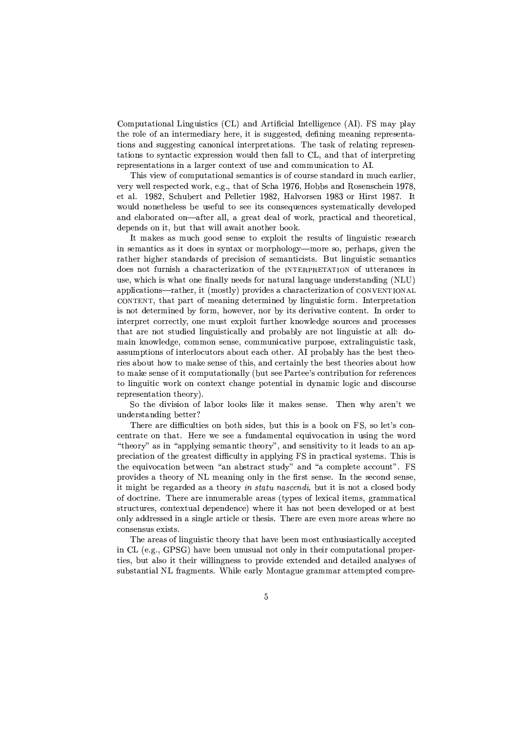Computational Linguistics (CL) and Artificial Intelligence (AI). FS may play the role of an intermediary here, it is suggested, defining meaning representations and suggesting canonical interpretations. The task of relating representations to syntactic expression would then fall to CL, and that of interpreting representations in a larger context of use and communication to AI.

This view of computational semantics is of course standard in much earlier, very well respected work, e.g., that of Scha 1976, Hobbs and Rosenschein 1978, et al. 1982, Schubert and Pelletier 1982, Halvorsen 1983 or Hirst 1987. It would nonetheless be useful to see its consequences systematically developed and elaborated on—after all, a great deal of work, practical and theoretical, depends on it, but that will await another book.

It makes as much good sense to exploit the results of linguistic research in semantics as it does in syntax or morphology—more so, perhaps, given the rather higher standards of precision of semanticists. But linguistic semantics does not furnish a characterization of the INTERPRETATION of utterances in use, which is what one finally needs for natural language understanding (NLU) applications—rather, it (mostly) provides a characterization of CONVENTIONAL CONTENT, that part of meaning determined by linguistic form. Interpretation is not determined by form, however, nor by its derivative content. In order to interpret correctly, one must exploit further knowledge sources and processes that are not studied linguistically and probably are not linguistic at all: domain knowledge, common sense, communicative purpose, extralinguistic task, assumptions of interlocutors about each other. AI probably has the best theories about how to make sense of this, and certainly the best theories about how to make sense of it computationally (but see Partee's contribution for references to linguitic work on context change potential in dynamic logic and discourse representation theory).

So the division of labor looks like it makes sense. Then why aren't we understanding better?

There are difficulties on both sides, but this is a book on FS, so let's concentrate on that. Here we see a fundamental equivocation in using the word "theory" as in "applying semantic theory", and sensitivity to it leads to an appreciation of the greatest difficulty in applying FS in practical systems. This is the equivocation between "an abstract study" and "a complete account". FS provides a theory of NL meaning only in the first sense. In the second sense, it might be regarded as a theory *in statu nascendi*, but it is not a closed body of doctrine. There are innumerable areas (types of lexical items, grammatical structures, contextual dependence) where it has not been developed or at best only addressed in a single article or thesis. There are even more areas where no consensus exists.

The areas of linguistic theory that have been most enthusiastically accepted in CL (e.g., GPSG) have been unusual not only in their computational properties, but also it their willingness to provide extended and detailed analyses of substantial NL fragments. While early Montague grammar attempted compre-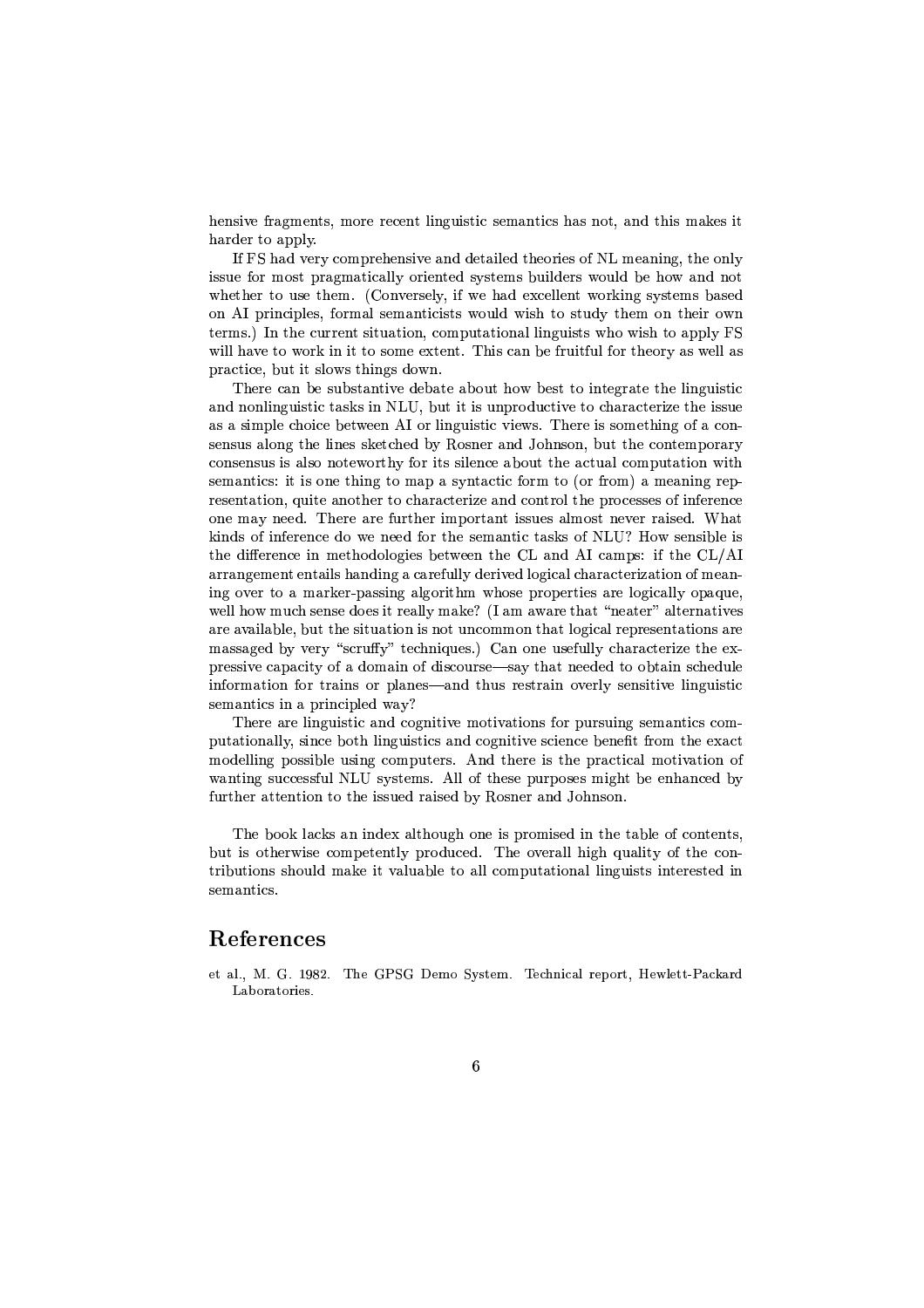hensive fragments, more recent linguistic semantics has not, and this makes it harder to apply.

If FS had very comprehensive and detailed theories of NL meaning, the only issue for most pragmatically oriented systems builders would be how and not whether to use them. (Conversely, if we had excellent working systems based on AI principles, formal semanticists would wish to study them on their own terms.) In the current situation, computational linguists who wish to apply FS will have to work in it to some extent. This can be fruitful for theory as well as practice, but it slows things down.

There can be substantive debate about how best to integrate the linguistic and nonlinguistic tasks in NLU, but it is unproductive to characterize the issue as a simple choice between AI or linguistic views. There is something of a consensus along the lines sketched by Rosner and Johnson, but the contemporary consensus is also noteworthy for its silence about the actual computation with semantics: it is one thing to map a syntactic form to (or from) a meaning representation, quite another to characterize and control the processes of inference one may need. There are further important issues almost never raised. What kinds of inference do we need for the semantic tasks of NLU? How sensible is the difference in methodologies between the CL and AI camps: if the CL/AI arrangement entails handing a carefully derived logical characterization of meaning over to a marker-passing algorithm whose properties are logically opaque, well how much sense does it really make? (I am aware that "neater" alternatives are available, but the situation is not uncommon that logical representations are massaged by very "scruffy" techniques.) Can one usefully characterize the expressive capacity of a domain of discourse—say that needed to obtain schedule information for trains or planes—and thus restrain overly sensitive linguistic semantics in a principled way?

There are linguistic and cognitive motivations for pursuing semantics computationally, since both linguistics and cognitive science benefit from the exact modelling possible using computers. And there is the practical motivation of wanting successful NLU systems. All of these purposes might be enhanced by further attention to the issued raised by Rosner and Johnson.

The book lacks an index although one is promised in the table of contents, but is otherwise competently produced. The overall high quality of the contributions should make it valuable to all computational linguists interested in semantics.

## References

et al., M. G. 1982. The GPSG Demo System. Technical report, Hewlett-Packard Laboratories.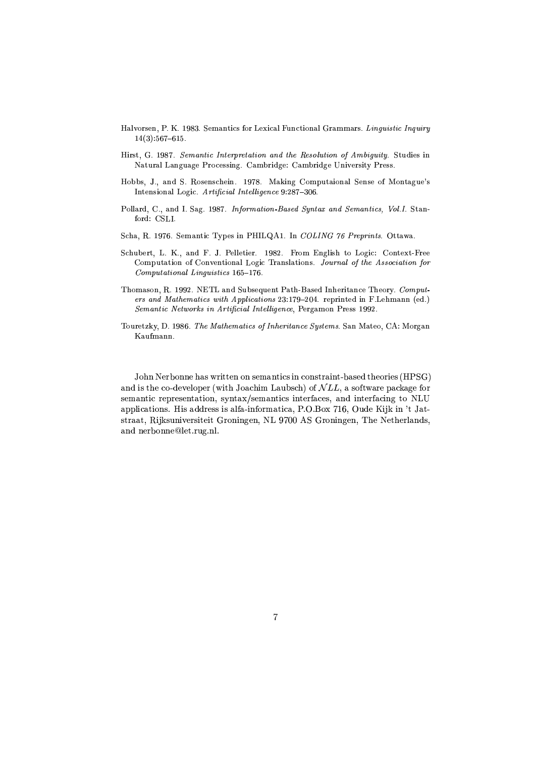Halvorsen, P. K. 1983. Semantics for Lexical Functional Grammars. *Linguistic Inquiry* 14(3):567–615.

Hirst, G. 1987. *Semantic Interpretation and the Resolution of Ambiguity*. Studies in Natural Language Processing. Cambridge: Cambridge University Press.

Hobbs, J., and S. Rosenschein. 1978. Making Computaional Sense of Montague's Intensional Logic. *Artificial Intelligence* 9:287–306.

Pollard, C., and I. Sag. 1987. *Information-Based Syntax and Semantics, Vol.I*. Stanford: CSLI.

Scha, R. 1976. Semantic Types in PHILQA1. In *COLING 76 Preprints*. Ottawa.

Schubert, L. K., and F. J. Pelletier. 1982. From English to Logic: Context-Free Computation of Conventional Logic Translations. *Journal of the Association for Computational Linguistics* 165–176.

Thomason, R. 1992. NETL and Subsequent Path-Based Inheritance Theory. *Computers and Mathematics with Applications* 23:179–204. reprinted in F.Lehmann (ed.) *Semantic Networks in Artificial Intelligence*, Pergamon Press 1992.

Touretzky, D. 1986. *The Mathematics of Inheritance Systems*. San Mateo, CA: Morgan Kaufmann.

John Nerbonne has written on semantics in constraint-based theories (HPSG) and is the co-developer (with Joachim Laubsch) of $\mathcal{NLL}$, a software package for semantic representation, syntax/semantics interfaces, and interfacing to NLU applications. His address is alfa-informatica, P.O.Box 716, Oude Kijk in 't Jatstraat, Rijksuniversiteit Groningen, NL 9700 AS Groningen, The Netherlands, and nerbonne@let.rug.nl.